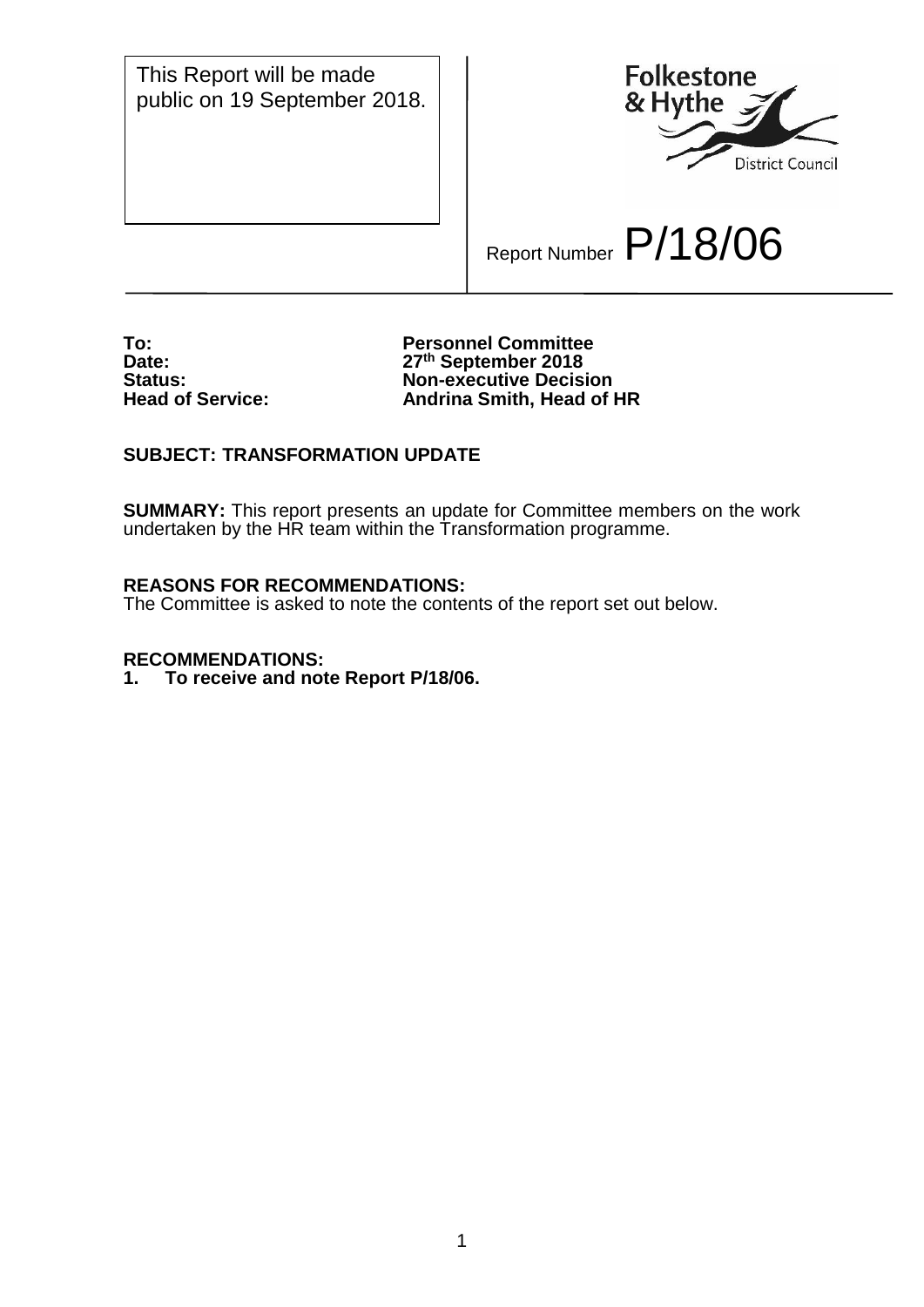This Report will be made public on 19 September 2018.

Folkestone & Hythe District Council

Report Number **P/18/06**

| | |
|---|---|
| **To:** | **Personnel Committee** |
| **Date:** | **27th September 2018** |
| **Status:** | **Non-executive Decision** |
| **Head of Service:** | **Andrina Smith, Head of HR** |

**SUBJECT: TRANSFORMATION UPDATE**

**SUMMARY:** This report presents an update for Committee members on the work undertaken by the HR team within the Transformation programme.

**REASONS FOR RECOMMENDATIONS:**
The Committee is asked to note the contents of the report set out below.

**RECOMMENDATIONS:**
1. **To receive and note Report P/18/06.**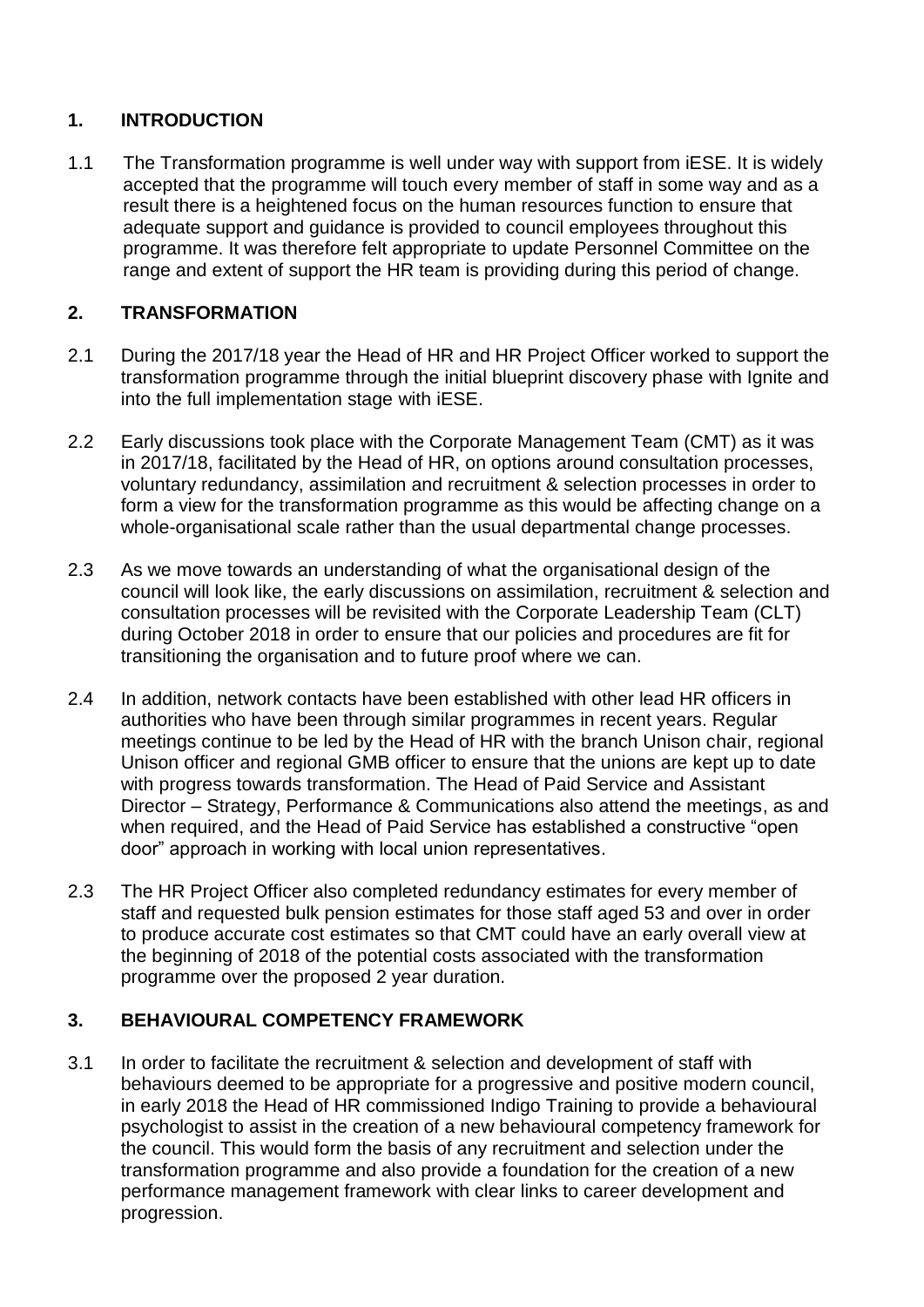## 1. INTRODUCTION

1.1 The Transformation programme is well under way with support from iESE. It is widely accepted that the programme will touch every member of staff in some way and as a result there is a heightened focus on the human resources function to ensure that adequate support and guidance is provided to council employees throughout this programme. It was therefore felt appropriate to update Personnel Committee on the range and extent of support the HR team is providing during this period of change.

## 2. TRANSFORMATION

2.1 During the 2017/18 year the Head of HR and HR Project Officer worked to support the transformation programme through the initial blueprint discovery phase with Ignite and into the full implementation stage with iESE.

2.2 Early discussions took place with the Corporate Management Team (CMT) as it was in 2017/18, facilitated by the Head of HR, on options around consultation processes, voluntary redundancy, assimilation and recruitment & selection processes in order to form a view for the transformation programme as this would be affecting change on a whole-organisational scale rather than the usual departmental change processes.

2.3 As we move towards an understanding of what the organisational design of the council will look like, the early discussions on assimilation, recruitment & selection and consultation processes will be revisited with the Corporate Leadership Team (CLT) during October 2018 in order to ensure that our policies and procedures are fit for transitioning the organisation and to future proof where we can.

2.4 In addition, network contacts have been established with other lead HR officers in authorities who have been through similar programmes in recent years. Regular meetings continue to be led by the Head of HR with the branch Unison chair, regional Unison officer and regional GMB officer to ensure that the unions are kept up to date with progress towards transformation. The Head of Paid Service and Assistant Director – Strategy, Performance & Communications also attend the meetings, as and when required, and the Head of Paid Service has established a constructive "open door" approach in working with local union representatives.

2.3 The HR Project Officer also completed redundancy estimates for every member of staff and requested bulk pension estimates for those staff aged 53 and over in order to produce accurate cost estimates so that CMT could have an early overall view at the beginning of 2018 of the potential costs associated with the transformation programme over the proposed 2 year duration.

## 3. BEHAVIOURAL COMPETENCY FRAMEWORK

3.1 In order to facilitate the recruitment & selection and development of staff with behaviours deemed to be appropriate for a progressive and positive modern council, in early 2018 the Head of HR commissioned Indigo Training to provide a behavioural psychologist to assist in the creation of a new behavioural competency framework for the council. This would form the basis of any recruitment and selection under the transformation programme and also provide a foundation for the creation of a new performance management framework with clear links to career development and progression.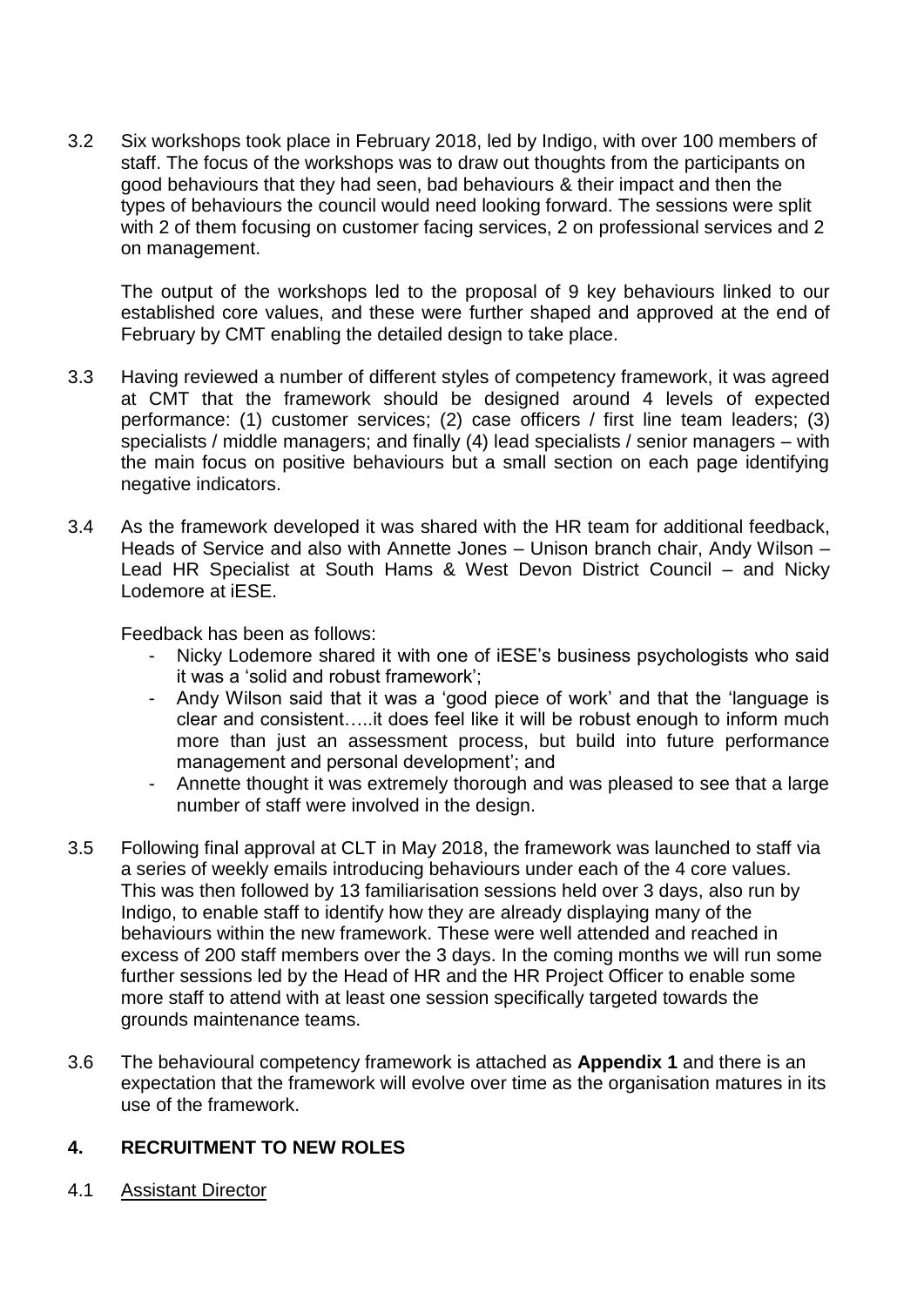3.2 Six workshops took place in February 2018, led by Indigo, with over 100 members of staff. The focus of the workshops was to draw out thoughts from the participants on good behaviours that they had seen, bad behaviours & their impact and then the types of behaviours the council would need looking forward. The sessions were split with 2 of them focusing on customer facing services, 2 on professional services and 2 on management.

The output of the workshops led to the proposal of 9 key behaviours linked to our established core values, and these were further shaped and approved at the end of February by CMT enabling the detailed design to take place.

3.3 Having reviewed a number of different styles of competency framework, it was agreed at CMT that the framework should be designed around 4 levels of expected performance: (1) customer services; (2) case officers / first line team leaders; (3) specialists / middle managers; and finally (4) lead specialists / senior managers – with the main focus on positive behaviours but a small section on each page identifying negative indicators.

3.4 As the framework developed it was shared with the HR team for additional feedback, Heads of Service and also with Annette Jones – Unison branch chair, Andy Wilson – Lead HR Specialist at South Hams & West Devon District Council – and Nicky Lodemore at iESE.

Feedback has been as follows:

- Nicky Lodemore shared it with one of iESE's business psychologists who said it was a 'solid and robust framework';
- Andy Wilson said that it was a 'good piece of work' and that the 'language is clear and consistent…..it does feel like it will be robust enough to inform much more than just an assessment process, but build into future performance management and personal development'; and
- Annette thought it was extremely thorough and was pleased to see that a large number of staff were involved in the design.

3.5 Following final approval at CLT in May 2018, the framework was launched to staff via a series of weekly emails introducing behaviours under each of the 4 core values. This was then followed by 13 familiarisation sessions held over 3 days, also run by Indigo, to enable staff to identify how they are already displaying many of the behaviours within the new framework. These were well attended and reached in excess of 200 staff members over the 3 days. In the coming months we will run some further sessions led by the Head of HR and the HR Project Officer to enable some more staff to attend with at least one session specifically targeted towards the grounds maintenance teams.

3.6 The behavioural competency framework is attached as **Appendix 1** and there is an expectation that the framework will evolve over time as the organisation matures in its use of the framework.

## 4. RECRUITMENT TO NEW ROLES

4.1 Assistant Director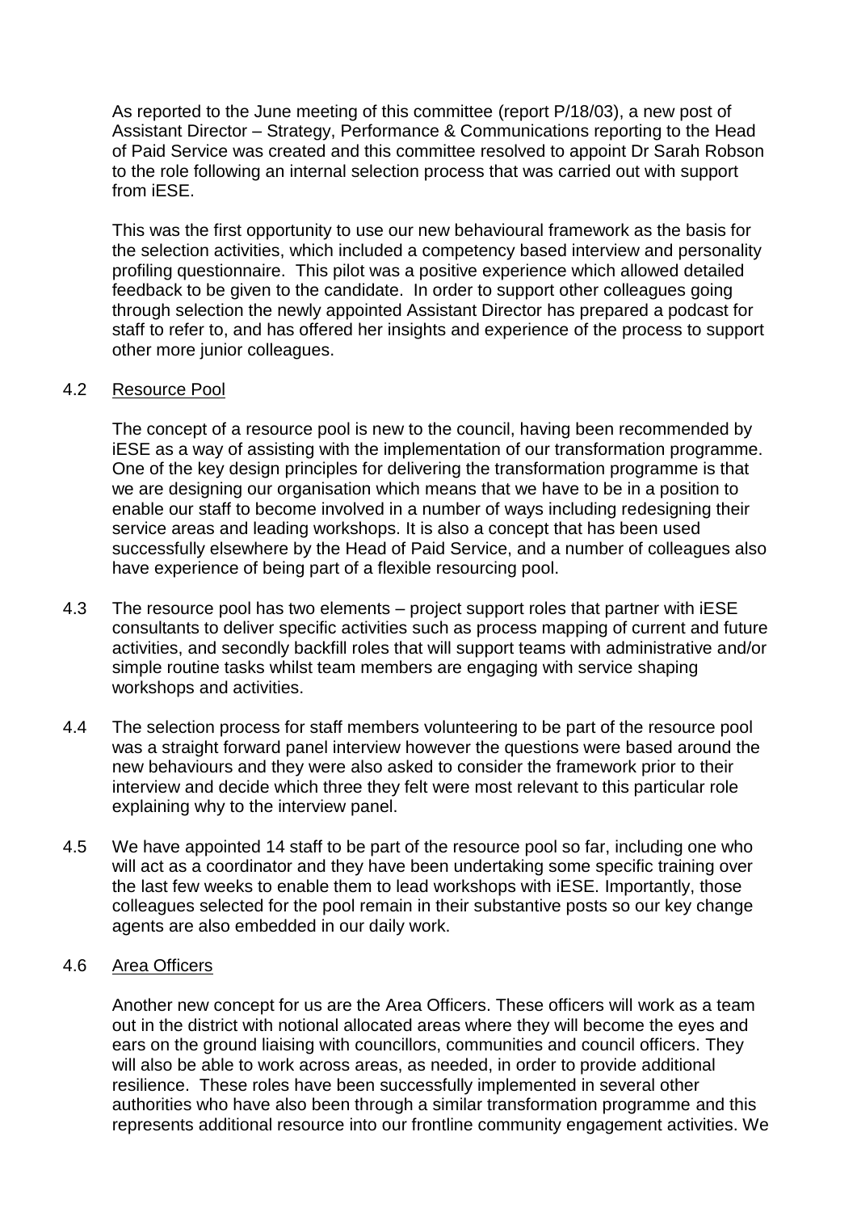As reported to the June meeting of this committee (report P/18/03), a new post of Assistant Director – Strategy, Performance & Communications reporting to the Head of Paid Service was created and this committee resolved to appoint Dr Sarah Robson to the role following an internal selection process that was carried out with support from iESE.

This was the first opportunity to use our new behavioural framework as the basis for the selection activities, which included a competency based interview and personality profiling questionnaire. This pilot was a positive experience which allowed detailed feedback to be given to the candidate. In order to support other colleagues going through selection the newly appointed Assistant Director has prepared a podcast for staff to refer to, and has offered her insights and experience of the process to support other more junior colleagues.

4.2 Resource Pool

The concept of a resource pool is new to the council, having been recommended by iESE as a way of assisting with the implementation of our transformation programme. One of the key design principles for delivering the transformation programme is that we are designing our organisation which means that we have to be in a position to enable our staff to become involved in a number of ways including redesigning their service areas and leading workshops. It is also a concept that has been used successfully elsewhere by the Head of Paid Service, and a number of colleagues also have experience of being part of a flexible resourcing pool.

4.3 The resource pool has two elements – project support roles that partner with iESE consultants to deliver specific activities such as process mapping of current and future activities, and secondly backfill roles that will support teams with administrative and/or simple routine tasks whilst team members are engaging with service shaping workshops and activities.

4.4 The selection process for staff members volunteering to be part of the resource pool was a straight forward panel interview however the questions were based around the new behaviours and they were also asked to consider the framework prior to their interview and decide which three they felt were most relevant to this particular role explaining why to the interview panel.

4.5 We have appointed 14 staff to be part of the resource pool so far, including one who will act as a coordinator and they have been undertaking some specific training over the last few weeks to enable them to lead workshops with iESE. Importantly, those colleagues selected for the pool remain in their substantive posts so our key change agents are also embedded in our daily work.

4.6 Area Officers

Another new concept for us are the Area Officers. These officers will work as a team out in the district with notional allocated areas where they will become the eyes and ears on the ground liaising with councillors, communities and council officers. They will also be able to work across areas, as needed, in order to provide additional resilience. These roles have been successfully implemented in several other authorities who have also been through a similar transformation programme and this represents additional resource into our frontline community engagement activities. We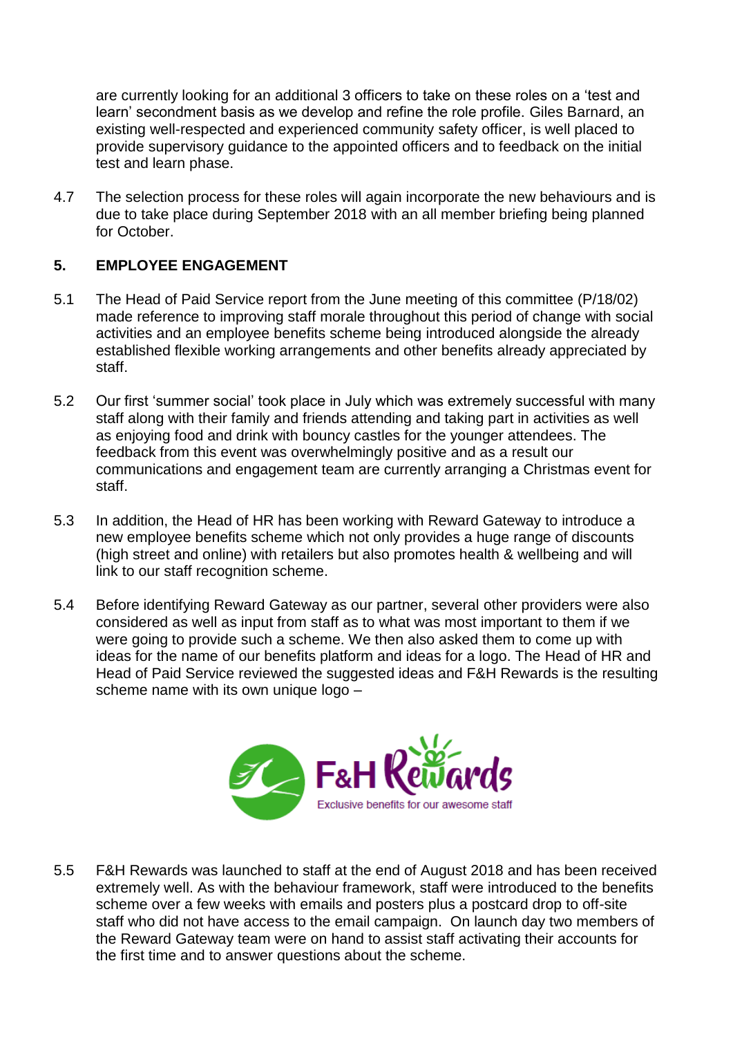are currently looking for an additional 3 officers to take on these roles on a 'test and learn' secondment basis as we develop and refine the role profile. Giles Barnard, an existing well-respected and experienced community safety officer, is well placed to provide supervisory guidance to the appointed officers and to feedback on the initial test and learn phase.

4.7 The selection process for these roles will again incorporate the new behaviours and is due to take place during September 2018 with an all member briefing being planned for October.

## 5. EMPLOYEE ENGAGEMENT

5.1 The Head of Paid Service report from the June meeting of this committee (P/18/02) made reference to improving staff morale throughout this period of change with social activities and an employee benefits scheme being introduced alongside the already established flexible working arrangements and other benefits already appreciated by staff.

5.2 Our first 'summer social' took place in July which was extremely successful with many staff along with their family and friends attending and taking part in activities as well as enjoying food and drink with bouncy castles for the younger attendees. The feedback from this event was overwhelmingly positive and as a result our communications and engagement team are currently arranging a Christmas event for staff.

5.3 In addition, the Head of HR has been working with Reward Gateway to introduce a new employee benefits scheme which not only provides a huge range of discounts (high street and online) with retailers but also promotes health & wellbeing and will link to our staff recognition scheme.

5.4 Before identifying Reward Gateway as our partner, several other providers were also considered as well as input from staff as to what was most important to them if we were going to provide such a scheme. We then also asked them to come up with ideas for the name of our benefits platform and ideas for a logo. The Head of HR and Head of Paid Service reviewed the suggested ideas and F&H Rewards is the resulting scheme name with its own unique logo –

F&H Rewards
Exclusive benefits for our awesome staff

5.5 F&H Rewards was launched to staff at the end of August 2018 and has been received extremely well. As with the behaviour framework, staff were introduced to the benefits scheme over a few weeks with emails and posters plus a postcard drop to off-site staff who did not have access to the email campaign. On launch day two members of the Reward Gateway team were on hand to assist staff activating their accounts for the first time and to answer questions about the scheme.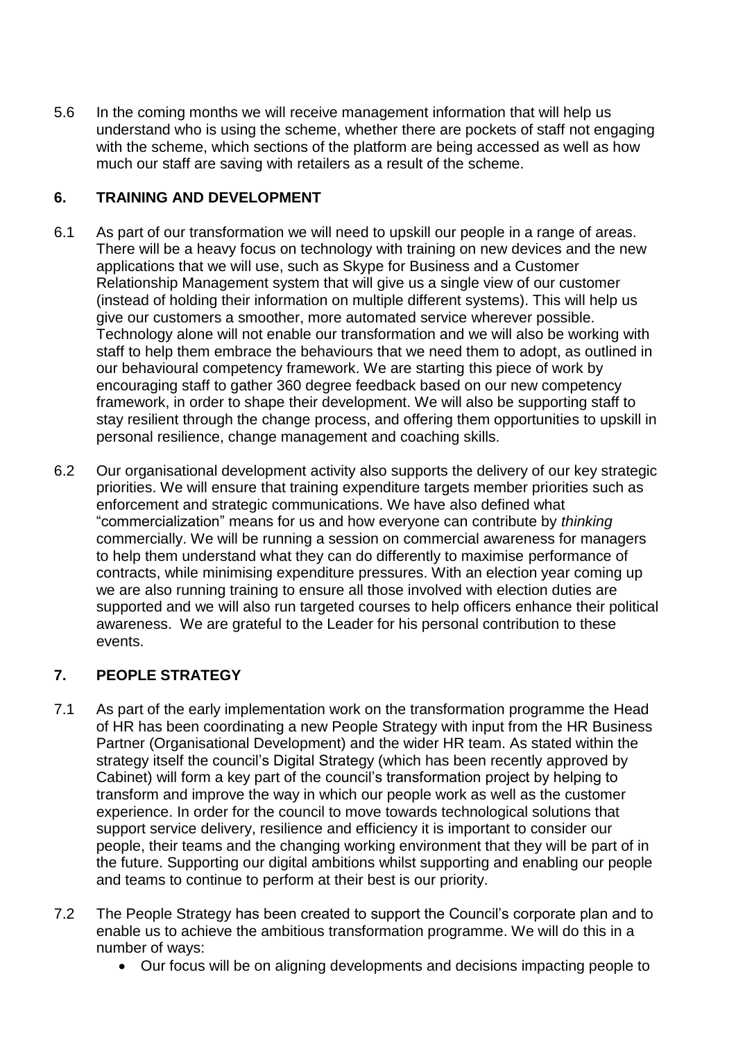5.6 In the coming months we will receive management information that will help us understand who is using the scheme, whether there are pockets of staff not engaging with the scheme, which sections of the platform are being accessed as well as how much our staff are saving with retailers as a result of the scheme.

## 6. TRAINING AND DEVELOPMENT

6.1 As part of our transformation we will need to upskill our people in a range of areas. There will be a heavy focus on technology with training on new devices and the new applications that we will use, such as Skype for Business and a Customer Relationship Management system that will give us a single view of our customer (instead of holding their information on multiple different systems). This will help us give our customers a smoother, more automated service wherever possible. Technology alone will not enable our transformation and we will also be working with staff to help them embrace the behaviours that we need them to adopt, as outlined in our behavioural competency framework. We are starting this piece of work by encouraging staff to gather 360 degree feedback based on our new competency framework, in order to shape their development. We will also be supporting staff to stay resilient through the change process, and offering them opportunities to upskill in personal resilience, change management and coaching skills.

6.2 Our organisational development activity also supports the delivery of our key strategic priorities. We will ensure that training expenditure targets member priorities such as enforcement and strategic communications. We have also defined what "commercialization" means for us and how everyone can contribute by *thinking* commercially. We will be running a session on commercial awareness for managers to help them understand what they can do differently to maximise performance of contracts, while minimising expenditure pressures. With an election year coming up we are also running training to ensure all those involved with election duties are supported and we will also run targeted courses to help officers enhance their political awareness. We are grateful to the Leader for his personal contribution to these events.

## 7. PEOPLE STRATEGY

7.1 As part of the early implementation work on the transformation programme the Head of HR has been coordinating a new People Strategy with input from the HR Business Partner (Organisational Development) and the wider HR team. As stated within the strategy itself the council's Digital Strategy (which has been recently approved by Cabinet) will form a key part of the council's transformation project by helping to transform and improve the way in which our people work as well as the customer experience. In order for the council to move towards technological solutions that support service delivery, resilience and efficiency it is important to consider our people, their teams and the changing working environment that they will be part of in the future. Supporting our digital ambitions whilst supporting and enabling our people and teams to continue to perform at their best is our priority.

7.2 The People Strategy has been created to support the Council's corporate plan and to enable us to achieve the ambitious transformation programme. We will do this in a number of ways:

- Our focus will be on aligning developments and decisions impacting people to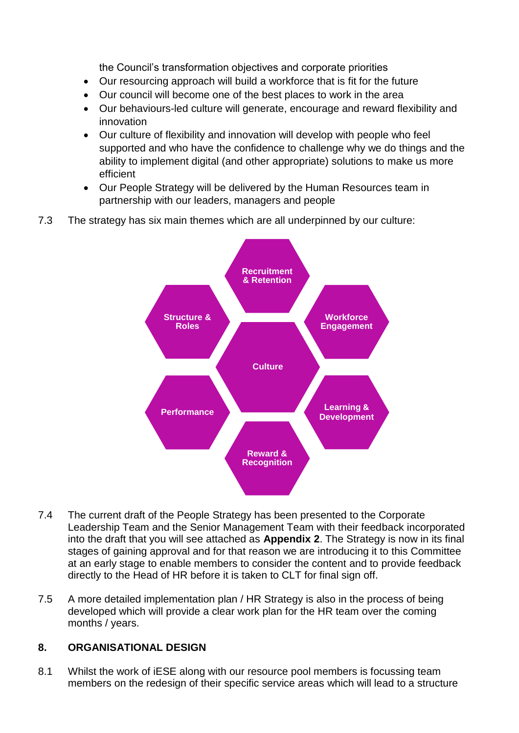the Council's transformation objectives and corporate priorities

- Our resourcing approach will build a workforce that is fit for the future
- Our council will become one of the best places to work in the area
- Our behaviours-led culture will generate, encourage and reward flexibility and innovation
- Our culture of flexibility and innovation will develop with people who feel supported and who have the confidence to challenge why we do things and the ability to implement digital (and other appropriate) solutions to make us more efficient
- Our People Strategy will be delivered by the Human Resources team in partnership with our leaders, managers and people

7.3 The strategy has six main themes which are all underpinned by our culture:

- Recruitment & Retention
- Structure & Roles
- Workforce Engagement
- Culture
- Performance
- Learning & Development
- Reward & Recognition

7.4 The current draft of the People Strategy has been presented to the Corporate Leadership Team and the Senior Management Team with their feedback incorporated into the draft that you will see attached as **Appendix 2**. The Strategy is now in its final stages of gaining approval and for that reason we are introducing it to this Committee at an early stage to enable members to consider the content and to provide feedback directly to the Head of HR before it is taken to CLT for final sign off.

7.5 A more detailed implementation plan / HR Strategy is also in the process of being developed which will provide a clear work plan for the HR team over the coming months / years.

## 8. ORGANISATIONAL DESIGN

8.1 Whilst the work of iESE along with our resource pool members is focussing team members on the redesign of their specific service areas which will lead to a structure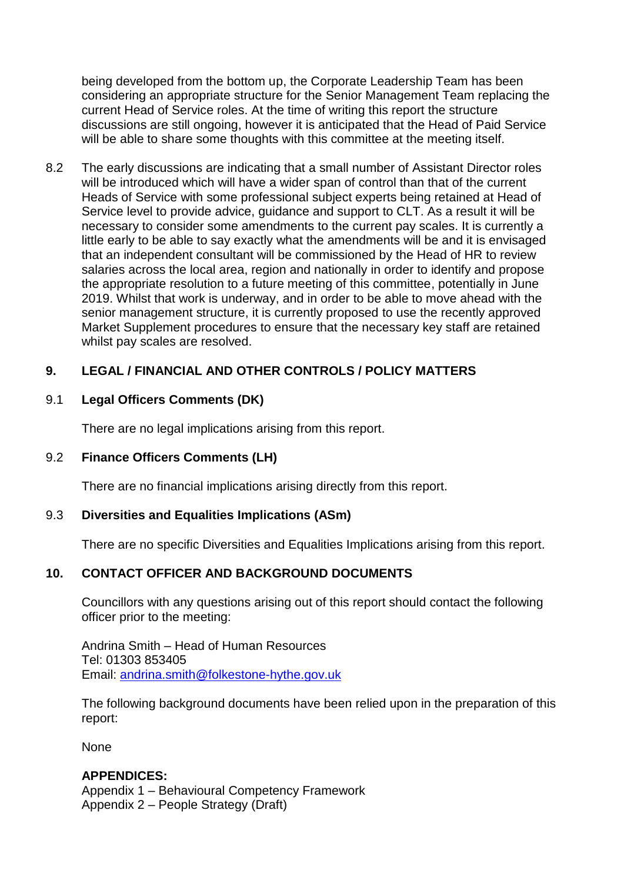being developed from the bottom up, the Corporate Leadership Team has been considering an appropriate structure for the Senior Management Team replacing the current Head of Service roles. At the time of writing this report the structure discussions are still ongoing, however it is anticipated that the Head of Paid Service will be able to share some thoughts with this committee at the meeting itself.

8.2 The early discussions are indicating that a small number of Assistant Director roles will be introduced which will have a wider span of control than that of the current Heads of Service with some professional subject experts being retained at Head of Service level to provide advice, guidance and support to CLT. As a result it will be necessary to consider some amendments to the current pay scales. It is currently a little early to be able to say exactly what the amendments will be and it is envisaged that an independent consultant will be commissioned by the Head of HR to review salaries across the local area, region and nationally in order to identify and propose the appropriate resolution to a future meeting of this committee, potentially in June 2019. Whilst that work is underway, and in order to be able to move ahead with the senior management structure, it is currently proposed to use the recently approved Market Supplement procedures to ensure that the necessary key staff are retained whilst pay scales are resolved.

## 9. LEGAL / FINANCIAL AND OTHER CONTROLS / POLICY MATTERS

### 9.1 Legal Officers Comments (DK)

There are no legal implications arising from this report.

### 9.2 Finance Officers Comments (LH)

There are no financial implications arising directly from this report.

### 9.3 Diversities and Equalities Implications (ASm)

There are no specific Diversities and Equalities Implications arising from this report.

## 10. CONTACT OFFICER AND BACKGROUND DOCUMENTS

Councillors with any questions arising out of this report should contact the following officer prior to the meeting:

Andrina Smith – Head of Human Resources
Tel: 01303 853405
Email: andrina.smith@folkestone-hythe.gov.uk

The following background documents have been relied upon in the preparation of this report:

None

**APPENDICES:**
Appendix 1 – Behavioural Competency Framework
Appendix 2 – People Strategy (Draft)